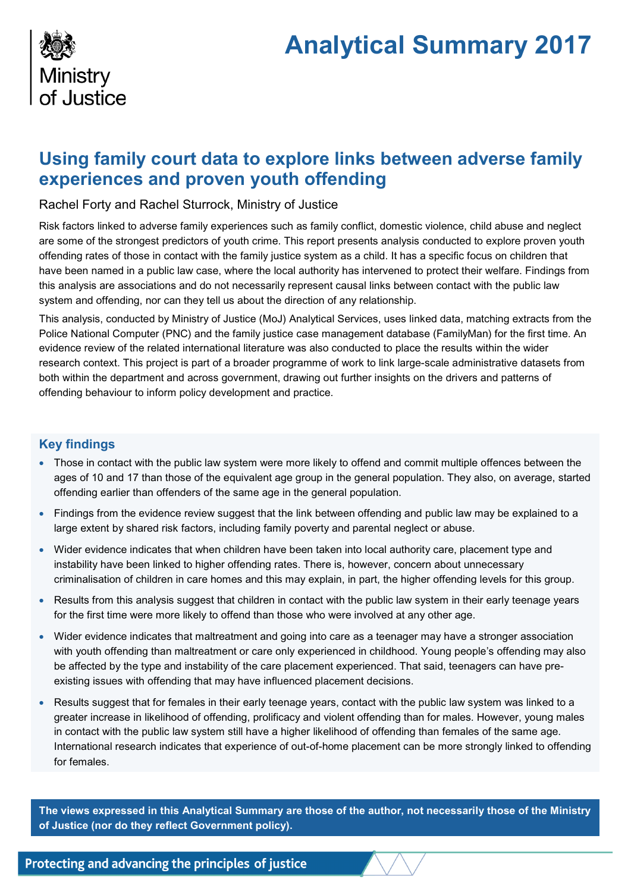Ministry of Justice

# Analytical Summary 2017

## Using family court data to explore links between adverse family experiences and proven youth offending

Rachel Forty and Rachel Sturrock, Ministry of Justice

Risk factors linked to adverse family experiences such as family conflict, domestic violence, child abuse and neglect are some of the strongest predictors of youth crime. This report presents analysis conducted to explore proven youth offending rates of those in contact with the family justice system as a child. It has a specific focus on children that have been named in a public law case, where the local authority has intervened to protect their welfare. Findings from this analysis are associations and do not necessarily represent causal links between contact with the public law system and offending, nor can they tell us about the direction of any relationship.

This analysis, conducted by Ministry of Justice (MoJ) Analytical Services, uses linked data, matching extracts from the Police National Computer (PNC) and the family justice case management database (FamilyMan) for the first time. An evidence review of the related international literature was also conducted to place the results within the wider research context. This project is part of a broader programme of work to link large-scale administrative datasets from both within the department and across government, drawing out further insights on the drivers and patterns of offending behaviour to inform policy development and practice.

### Key findings

- Those in contact with the public law system were more likely to offend and commit multiple offences between the ages of 10 and 17 than those of the equivalent age group in the general population. They also, on average, started offending earlier than offenders of the same age in the general population.
- Findings from the evidence review suggest that the link between offending and public law may be explained to a large extent by shared risk factors, including family poverty and parental neglect or abuse.
- Wider evidence indicates that when children have been taken into local authority care, placement type and instability have been linked to higher offending rates. There is, however, concern about unnecessary criminalisation of children in care homes and this may explain, in part, the higher offending levels for this group.
- Results from this analysis suggest that children in contact with the public law system in their early teenage years for the first time were more likely to offend than those who were involved at any other age.
- Wider evidence indicates that maltreatment and going into care as a teenager may have a stronger association with youth offending than maltreatment or care only experienced in childhood. Young people's offending may also be affected by the type and instability of the care placement experienced. That said, teenagers can have pre-existing issues with offending that may have influenced placement decisions.
- Results suggest that for females in their early teenage years, contact with the public law system was linked to a greater increase in likelihood of offending, prolificacy and violent offending than for males. However, young males in contact with the public law system still have a higher likelihood of offending than females of the same age. International research indicates that experience of out-of-home placement can be more strongly linked to offending for females.

**The views expressed in this Analytical Summary are those of the author, not necessarily those of the Ministry of Justice (nor do they reflect Government policy).**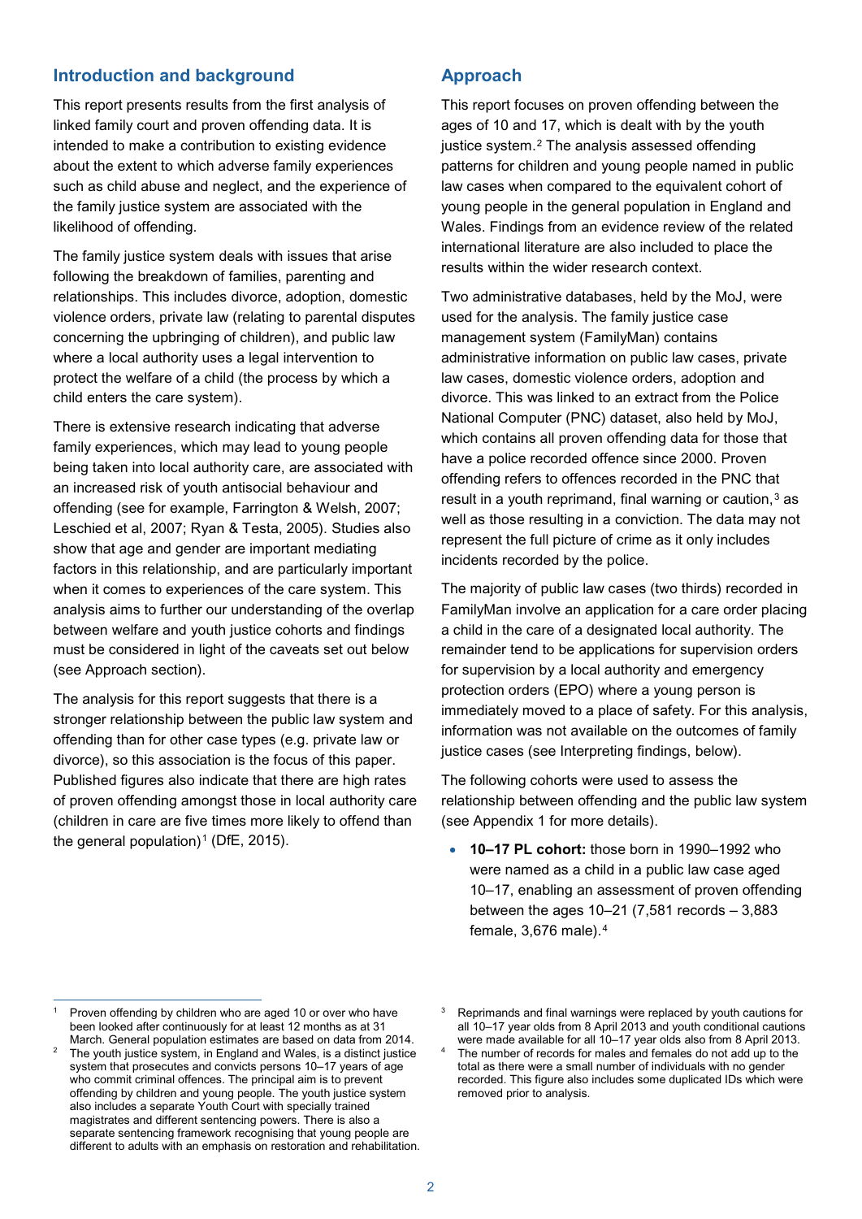## Introduction and background

This report presents results from the first analysis of linked family court and proven offending data. It is intended to make a contribution to existing evidence about the extent to which adverse family experiences such as child abuse and neglect, and the experience of the family justice system are associated with the likelihood of offending.

The family justice system deals with issues that arise following the breakdown of families, parenting and relationships. This includes divorce, adoption, domestic violence orders, private law (relating to parental disputes concerning the upbringing of children), and public law where a local authority uses a legal intervention to protect the welfare of a child (the process by which a child enters the care system).

There is extensive research indicating that adverse family experiences, which may lead to young people being taken into local authority care, are associated with an increased risk of youth antisocial behaviour and offending (see for example, Farrington & Welsh, 2007; Leschied et al, 2007; Ryan & Testa, 2005). Studies also show that age and gender are important mediating factors in this relationship, and are particularly important when it comes to experiences of the care system. This analysis aims to further our understanding of the overlap between welfare and youth justice cohorts and findings must be considered in light of the caveats set out below (see Approach section).

The analysis for this report suggests that there is a stronger relationship between the public law system and offending than for other case types (e.g. private law or divorce), so this association is the focus of this paper. Published figures also indicate that there are high rates of proven offending amongst those in local authority care (children in care are five times more likely to offend than the general population)[1] (DfE, 2015).

## Approach

This report focuses on proven offending between the ages of 10 and 17, which is dealt with by the youth justice system.[2] The analysis assessed offending patterns for children and young people named in public law cases when compared to the equivalent cohort of young people in the general population in England and Wales. Findings from an evidence review of the related international literature are also included to place the results within the wider research context.

Two administrative databases, held by the MoJ, were used for the analysis. The family justice case management system (FamilyMan) contains administrative information on public law cases, private law cases, domestic violence orders, adoption and divorce. This was linked to an extract from the Police National Computer (PNC) dataset, also held by MoJ, which contains all proven offending data for those that have a police recorded offence since 2000. Proven offending refers to offences recorded in the PNC that result in a youth reprimand, final warning or caution,[3] as well as those resulting in a conviction. The data may not represent the full picture of crime as it only includes incidents recorded by the police.

The majority of public law cases (two thirds) recorded in FamilyMan involve an application for a care order placing a child in the care of a designated local authority. The remainder tend to be applications for supervision orders for supervision by a local authority and emergency protection orders (EPO) where a young person is immediately moved to a place of safety. For this analysis, information was not available on the outcomes of family justice cases (see Interpreting findings, below).

The following cohorts were used to assess the relationship between offending and the public law system (see Appendix 1 for more details).

- **10–17 PL cohort:** those born in 1990–1992 who were named as a child in a public law case aged 10–17, enabling an assessment of proven offending between the ages 10–21 (7,581 records – 3,883 female, 3,676 male).[4]

---

[1] Proven offending by children who are aged 10 or over who have been looked after continuously for at least 12 months as at 31 March. General population estimates are based on data from 2014.

[2] The youth justice system, in England and Wales, is a distinct justice system that prosecutes and convicts persons 10–17 years of age who commit criminal offences. The principal aim is to prevent offending by children and young people. The youth justice system also includes a separate Youth Court with specially trained magistrates and different sentencing powers. There is also a separate sentencing framework recognising that young people are different to adults with an emphasis on restoration and rehabilitation.

[3] Reprimands and final warnings were replaced by youth cautions for all 10–17 year olds from 8 April 2013 and youth conditional cautions were made available for all 10–17 year olds also from 8 April 2013.

[4] The number of records for males and females do not add up to the total as there were a small number of individuals with no gender recorded. This figure also includes some duplicated IDs which were removed prior to analysis.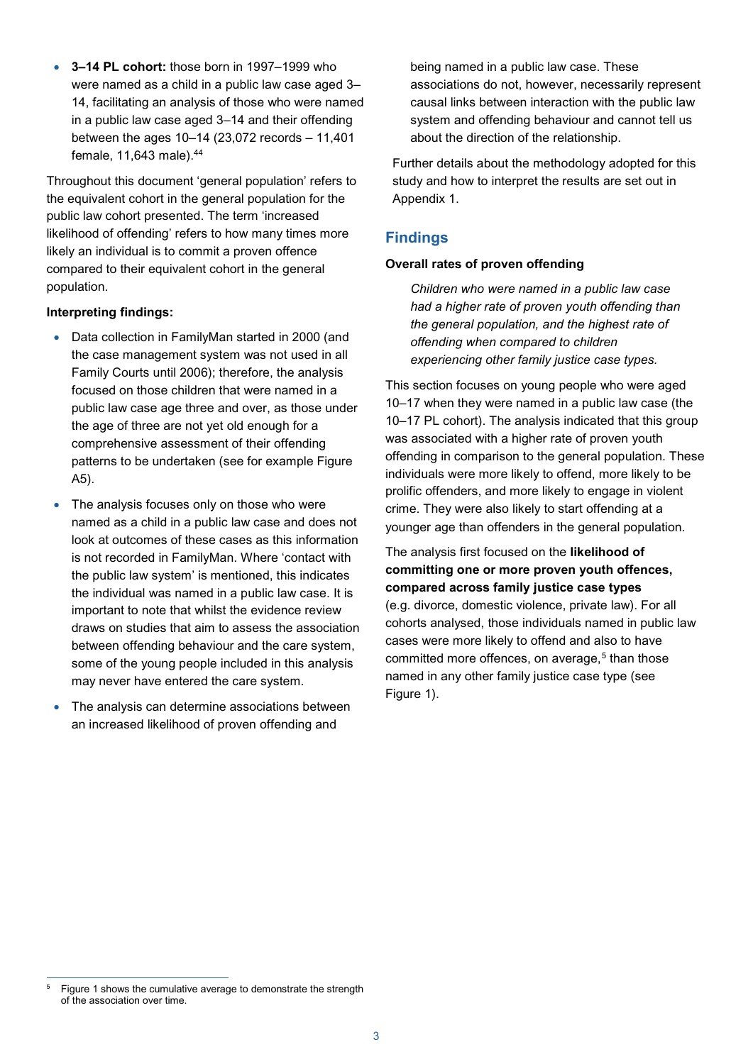- **3–14 PL cohort:** those born in 1997–1999 who were named as a child in a public law case aged 3–14, facilitating an analysis of those who were named in a public law case aged 3–14 and their offending between the ages 10–14 (23,072 records – 11,401 female, 11,643 male).[44]

Throughout this document 'general population' refers to the equivalent cohort in the general population for the public law cohort presented. The term 'increased likelihood of offending' refers to how many times more likely an individual is to commit a proven offence compared to their equivalent cohort in the general population.

**Interpreting findings:**

- Data collection in FamilyMan started in 2000 (and the case management system was not used in all Family Courts until 2006); therefore, the analysis focused on those children that were named in a public law case age three and over, as those under the age of three are not yet old enough for a comprehensive assessment of their offending patterns to be undertaken (see for example Figure A5).
- The analysis focuses only on those who were named as a child in a public law case and does not look at outcomes of these cases as this information is not recorded in FamilyMan. Where 'contact with the public law system' is mentioned, this indicates the individual was named in a public law case. It is important to note that whilst the evidence review draws on studies that aim to assess the association between offending behaviour and the care system, some of the young people included in this analysis may never have entered the care system.
- The analysis can determine associations between an increased likelihood of proven offending and being named in a public law case. These associations do not, however, necessarily represent causal links between interaction with the public law system and offending behaviour and cannot tell us about the direction of the relationship.

Further details about the methodology adopted for this study and how to interpret the results are set out in Appendix 1.

## Findings

### Overall rates of proven offending

> *Children who were named in a public law case had a higher rate of proven youth offending than the general population, and the highest rate of offending when compared to children experiencing other family justice case types.*

This section focuses on young people who were aged 10–17 when they were named in a public law case (the 10–17 PL cohort). The analysis indicated that this group was associated with a higher rate of proven youth offending in comparison to the general population. These individuals were more likely to offend, more likely to be prolific offenders, and more likely to engage in violent crime. They were also likely to start offending at a younger age than offenders in the general population.

The analysis first focused on the **likelihood of committing one or more proven youth offences, compared across family justice case types** (e.g. divorce, domestic violence, private law). For all cohorts analysed, those individuals named in public law cases were more likely to offend and also to have committed more offences, on average,[5] than those named in any other family justice case type (see Figure 1).

[5] Figure 1 shows the cumulative average to demonstrate the strength of the association over time.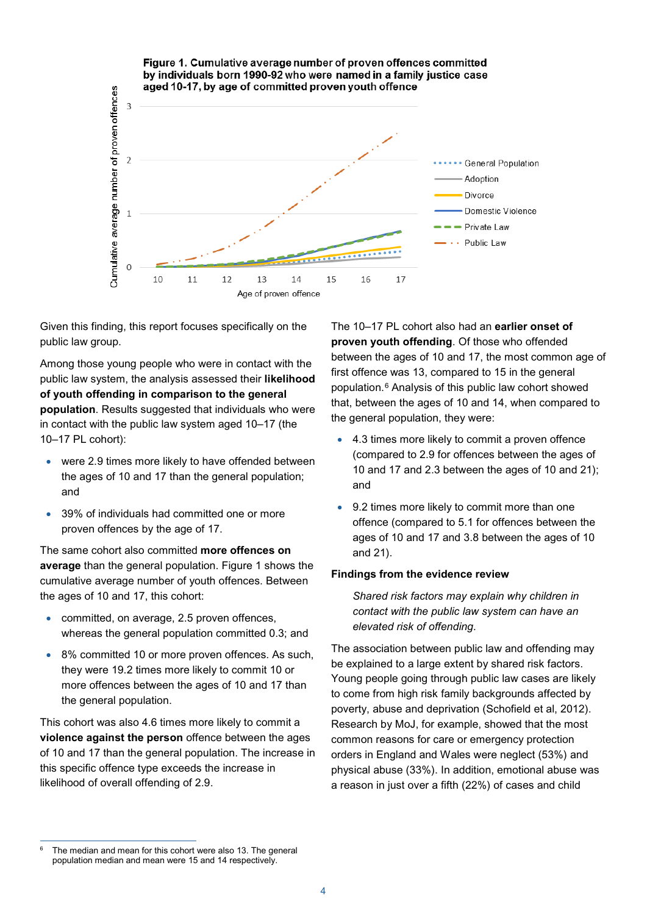**Figure 1. Cumulative average number of proven offences committed by individuals born 1990-92 who were named in a family justice case aged 10-17, by age of committed proven youth offence**

Given this finding, this report focuses specifically on the public law group.

Among those young people who were in contact with the public law system, the analysis assessed their **likelihood of youth offending in comparison to the general population**. Results suggested that individuals who were in contact with the public law system aged 10–17 (the 10–17 PL cohort):

- were 2.9 times more likely to have offended between the ages of 10 and 17 than the general population; and
- 39% of individuals had committed one or more proven offences by the age of 17.

The same cohort also committed **more offences on average** than the general population. Figure 1 shows the cumulative average number of youth offences. Between the ages of 10 and 17, this cohort:

- committed, on average, 2.5 proven offences, whereas the general population committed 0.3; and
- 8% committed 10 or more proven offences. As such, they were 19.2 times more likely to commit 10 or more offences between the ages of 10 and 17 than the general population.

This cohort was also 4.6 times more likely to commit a **violence against the person** offence between the ages of 10 and 17 than the general population. The increase in this specific offence type exceeds the increase in likelihood of overall offending of 2.9.

The 10–17 PL cohort also had an **earlier onset of proven youth offending**. Of those who offended between the ages of 10 and 17, the most common age of first offence was 13, compared to 15 in the general population.[6] Analysis of this public law cohort showed that, between the ages of 10 and 14, when compared to the general population, they were:

- 4.3 times more likely to commit a proven offence (compared to 2.9 for offences between the ages of 10 and 17 and 2.3 between the ages of 10 and 21); and
- 9.2 times more likely to commit more than one offence (compared to 5.1 for offences between the ages of 10 and 17 and 3.8 between the ages of 10 and 21).

### Findings from the evidence review

> *Shared risk factors may explain why children in contact with the public law system can have an elevated risk of offending.*

The association between public law and offending may be explained to a large extent by shared risk factors. Young people going through public law cases are likely to come from high risk family backgrounds affected by poverty, abuse and deprivation (Schofield et al, 2012). Research by MoJ, for example, showed that the most common reasons for care or emergency protection orders in England and Wales were neglect (53%) and physical abuse (33%). In addition, emotional abuse was a reason in just over a fifth (22%) of cases and child

---

[6] The median and mean for this cohort were also 13. The general population median and mean were 15 and 14 respectively.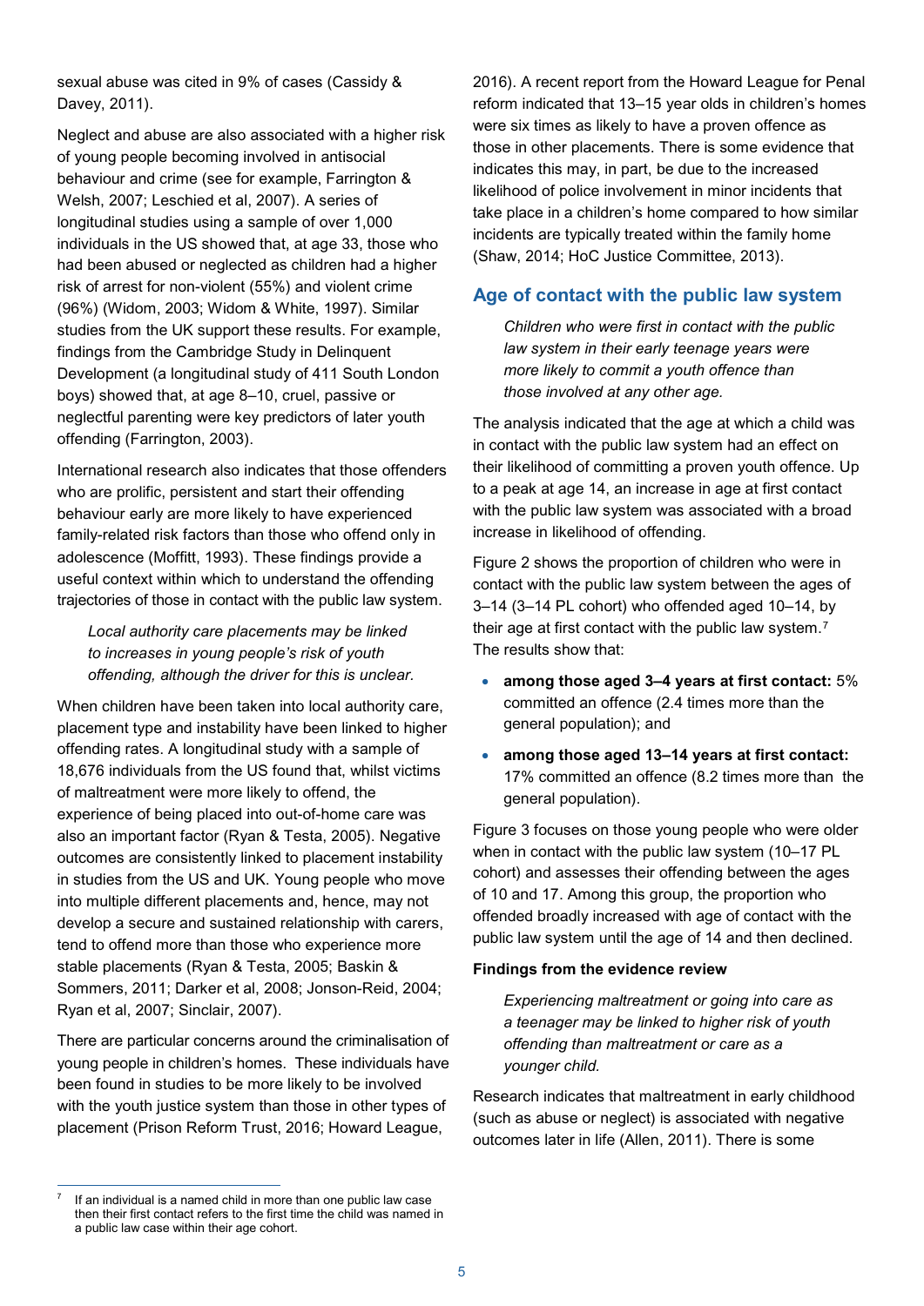sexual abuse was cited in 9% of cases (Cassidy & Davey, 2011).

Neglect and abuse are also associated with a higher risk of young people becoming involved in antisocial behaviour and crime (see for example, Farrington & Welsh, 2007; Leschied et al, 2007). A series of longitudinal studies using a sample of over 1,000 individuals in the US showed that, at age 33, those who had been abused or neglected as children had a higher risk of arrest for non-violent (55%) and violent crime (96%) (Widom, 2003; Widom & White, 1997). Similar studies from the UK support these results. For example, findings from the Cambridge Study in Delinquent Development (a longitudinal study of 411 South London boys) showed that, at age 8–10, cruel, passive or neglectful parenting were key predictors of later youth offending (Farrington, 2003).

International research also indicates that those offenders who are prolific, persistent and start their offending behaviour early are more likely to have experienced family-related risk factors than those who offend only in adolescence (Moffitt, 1993). These findings provide a useful context within which to understand the offending trajectories of those in contact with the public law system.

*Local authority care placements may be linked to increases in young people's risk of youth offending, although the driver for this is unclear.*

When children have been taken into local authority care, placement type and instability have been linked to higher offending rates. A longitudinal study with a sample of 18,676 individuals from the US found that, whilst victims of maltreatment were more likely to offend, the experience of being placed into out-of-home care was also an important factor (Ryan & Testa, 2005). Negative outcomes are consistently linked to placement instability in studies from the US and UK. Young people who move into multiple different placements and, hence, may not develop a secure and sustained relationship with carers, tend to offend more than those who experience more stable placements (Ryan & Testa, 2005; Baskin & Sommers, 2011; Darker et al, 2008; Jonson-Reid, 2004; Ryan et al, 2007; Sinclair, 2007).

There are particular concerns around the criminalisation of young people in children's homes. These individuals have been found in studies to be more likely to be involved with the youth justice system than those in other types of placement (Prison Reform Trust, 2016; Howard League, 2016). A recent report from the Howard League for Penal reform indicated that 13–15 year olds in children's homes were six times as likely to have a proven offence as those in other placements. There is some evidence that indicates this may, in part, be due to the increased likelihood of police involvement in minor incidents that take place in a children's home compared to how similar incidents are typically treated within the family home (Shaw, 2014; HoC Justice Committee, 2013).

## Age of contact with the public law system

*Children who were first in contact with the public law system in their early teenage years were more likely to commit a youth offence than those involved at any other age.*

The analysis indicated that the age at which a child was in contact with the public law system had an effect on their likelihood of committing a proven youth offence. Up to a peak at age 14, an increase in age at first contact with the public law system was associated with a broad increase in likelihood of offending.

Figure 2 shows the proportion of children who were in contact with the public law system between the ages of 3–14 (3–14 PL cohort) who offended aged 10–14, by their age at first contact with the public law system.[7] The results show that:

- **among those aged 3–4 years at first contact:** 5% committed an offence (2.4 times more than the general population); and
- **among those aged 13–14 years at first contact:** 17% committed an offence (8.2 times more than the general population).

Figure 3 focuses on those young people who were older when in contact with the public law system (10–17 PL cohort) and assesses their offending between the ages of 10 and 17. Among this group, the proportion who offended broadly increased with age of contact with the public law system until the age of 14 and then declined.

**Findings from the evidence review**

*Experiencing maltreatment or going into care as a teenager may be linked to higher risk of youth offending than maltreatment or care as a younger child.*

Research indicates that maltreatment in early childhood (such as abuse or neglect) is associated with negative outcomes later in life (Allen, 2011). There is some

[7] If an individual is a named child in more than one public law case then their first contact refers to the first time the child was named in a public law case within their age cohort.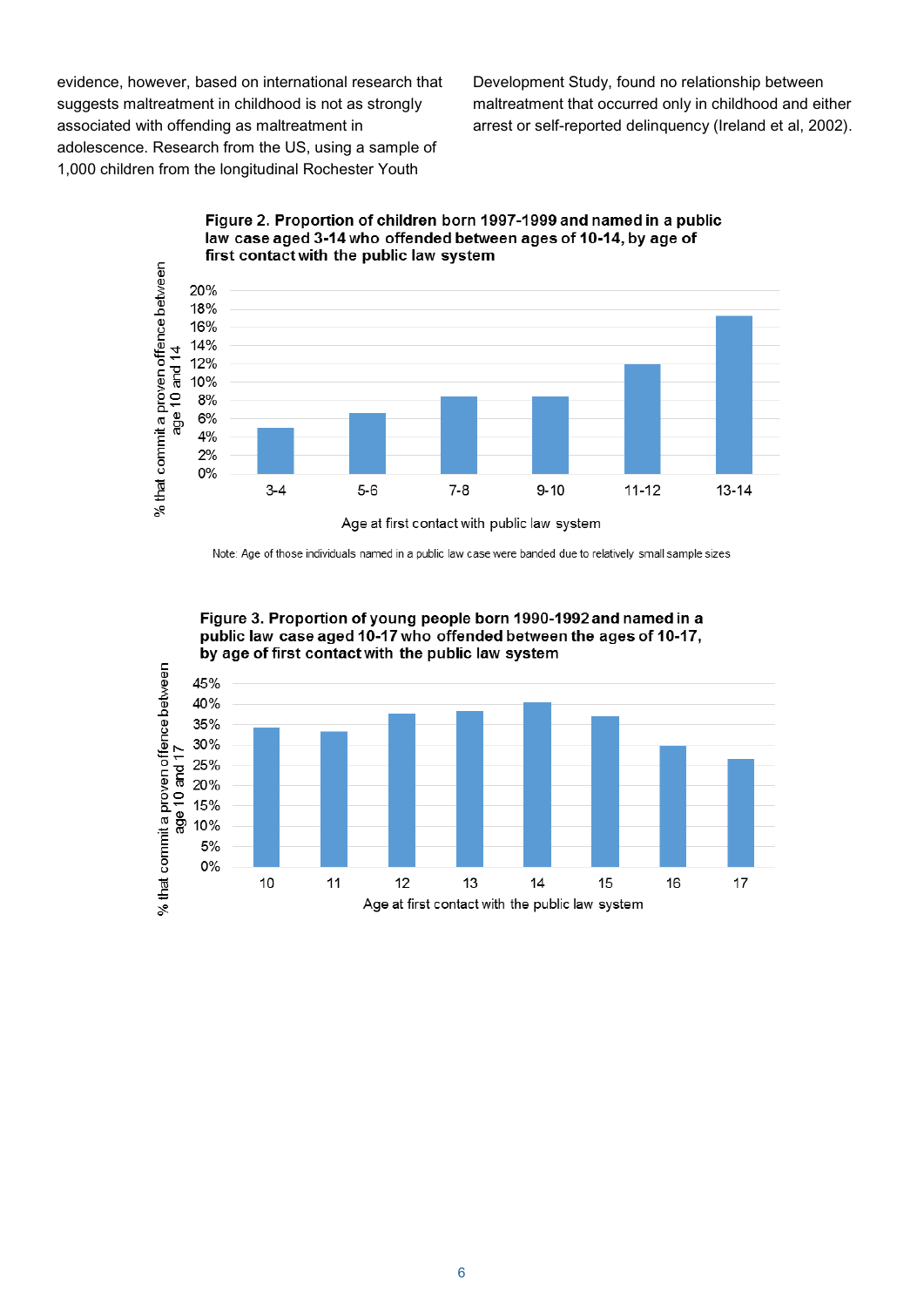evidence, however, based on international research that suggests maltreatment in childhood is not as strongly associated with offending as maltreatment in adolescence. Research from the US, using a sample of 1,000 children from the longitudinal Rochester Youth Development Study, found no relationship between maltreatment that occurred only in childhood and either arrest or self-reported delinquency (Ireland et al, 2002).

**Figure 2. Proportion of children born 1997-1999 and named in a public law case aged 3-14 who offended between ages of 10-14, by age of first contact with the public law system**

% that commit a proven offence between age 10 and 14

Age at first contact with public law system: 3-4, 5-6, 7-8, 9-10, 11-12, 13-14

Note: Age of those individuals named in a public law case were banded due to relatively small sample sizes

**Figure 3. Proportion of young people born 1990-1992 and named in a public law case aged 10-17 who offended between the ages of 10-17, by age of first contact with the public law system**

% that commit a proven offence between age 10 and 17

Age at first contact with the public law system: 10, 11, 12, 13, 14, 15, 16, 17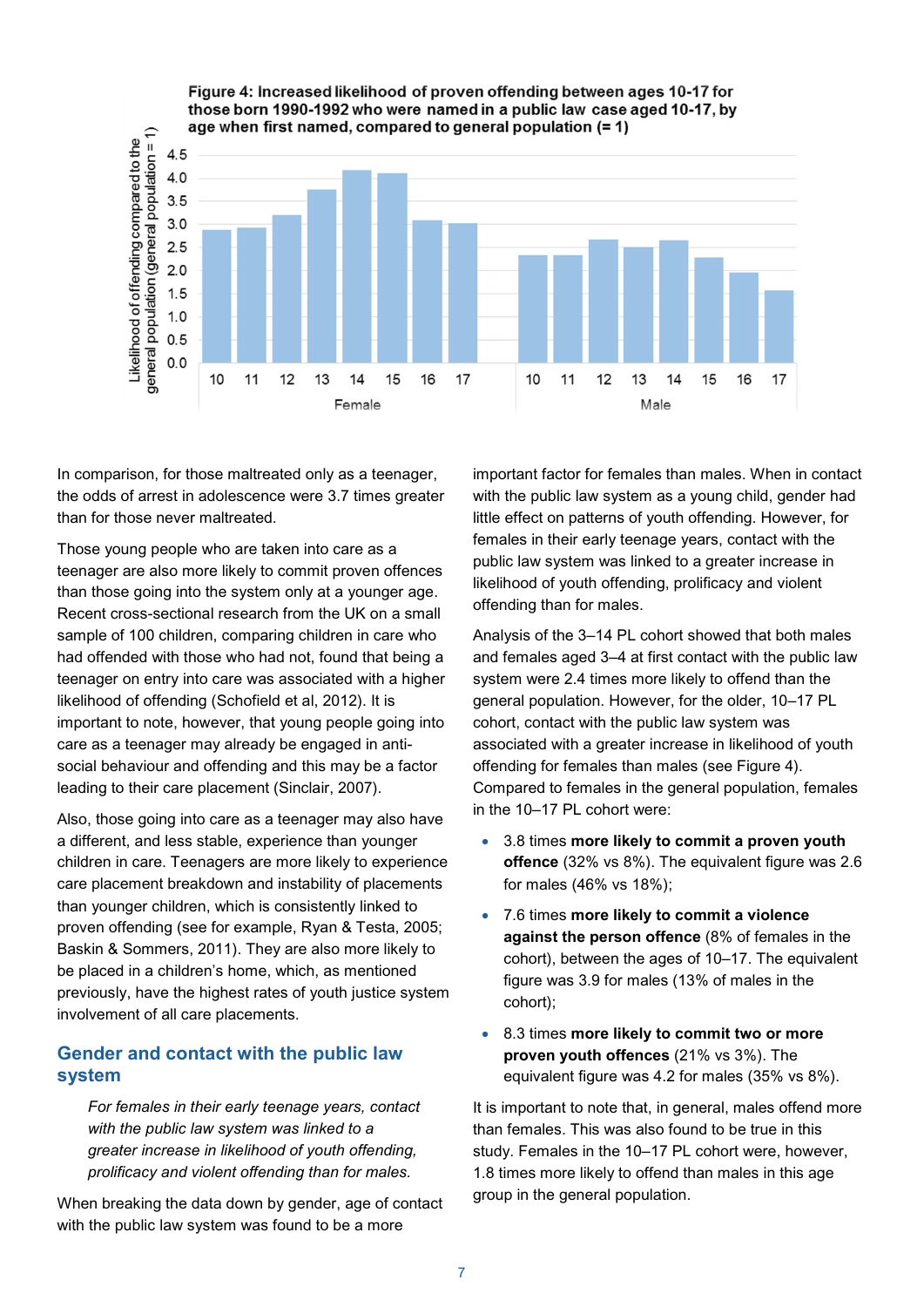**Figure 4: Increased likelihood of proven offending between ages 10-17 for those born 1990-1992 who were named in a public law case aged 10-17, by age when first named, compared to general population (= 1)**

In comparison, for those maltreated only as a teenager, the odds of arrest in adolescence were 3.7 times greater than for those never maltreated.

Those young people who are taken into care as a teenager are also more likely to commit proven offences than those going into the system only at a younger age. Recent cross-sectional research from the UK on a small sample of 100 children, comparing children in care who had offended with those who had not, found that being a teenager on entry into care was associated with a higher likelihood of offending (Schofield et al, 2012). It is important to note, however, that young people going into care as a teenager may already be engaged in anti-social behaviour and offending and this may be a factor leading to their care placement (Sinclair, 2007).

Also, those going into care as a teenager may also have a different, and less stable, experience than younger children in care. Teenagers are more likely to experience care placement breakdown and instability of placements than younger children, which is consistently linked to proven offending (see for example, Ryan & Testa, 2005; Baskin & Sommers, 2011). They are also more likely to be placed in a children's home, which, as mentioned previously, have the highest rates of youth justice system involvement of all care placements.

## Gender and contact with the public law system

> *For females in their early teenage years, contact with the public law system was linked to a greater increase in likelihood of youth offending, prolificacy and violent offending than for males.*

When breaking the data down by gender, age of contact with the public law system was found to be a more important factor for females than males. When in contact with the public law system as a young child, gender had little effect on patterns of youth offending. However, for females in their early teenage years, contact with the public law system was linked to a greater increase in likelihood of youth offending, prolificacy and violent offending than for males.

Analysis of the 3–14 PL cohort showed that both males and females aged 3–4 at first contact with the public law system were 2.4 times more likely to offend than the general population. However, for the older, 10–17 PL cohort, contact with the public law system was associated with a greater increase in likelihood of youth offending for females than males (see Figure 4). Compared to females in the general population, females in the 10–17 PL cohort were:

- 3.8 times **more likely to commit a proven youth offence** (32% vs 8%). The equivalent figure was 2.6 for males (46% vs 18%);
- 7.6 times **more likely to commit a violence against the person offence** (8% of females in the cohort), between the ages of 10–17. The equivalent figure was 3.9 for males (13% of males in the cohort);
- 8.3 times **more likely to commit two or more proven youth offences** (21% vs 3%). The equivalent figure was 4.2 for males (35% vs 8%).

It is important to note that, in general, males offend more than females. This was also found to be true in this study. Females in the 10–17 PL cohort were, however, 1.8 times more likely to offend than males in this age group in the general population.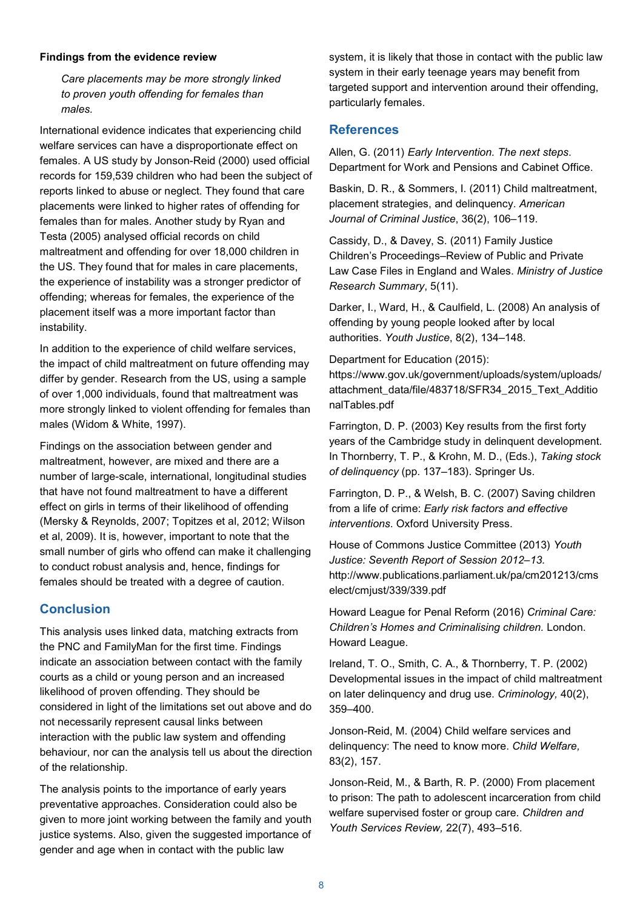**Findings from the evidence review**

> *Care placements may be more strongly linked to proven youth offending for females than males.*

International evidence indicates that experiencing child welfare services can have a disproportionate effect on females. A US study by Jonson-Reid (2000) used official records for 159,539 children who had been the subject of reports linked to abuse or neglect. They found that care placements were linked to higher rates of offending for females than for males. Another study by Ryan and Testa (2005) analysed official records on child maltreatment and offending for over 18,000 children in the US. They found that for males in care placements, the experience of instability was a stronger predictor of offending; whereas for females, the experience of the placement itself was a more important factor than instability.

In addition to the experience of child welfare services, the impact of child maltreatment on future offending may differ by gender. Research from the US, using a sample of over 1,000 individuals, found that maltreatment was more strongly linked to violent offending for females than males (Widom & White, 1997).

Findings on the association between gender and maltreatment, however, are mixed and there are a number of large-scale, international, longitudinal studies that have not found maltreatment to have a different effect on girls in terms of their likelihood of offending (Mersky & Reynolds, 2007; Topitzes et al, 2012; Wilson et al, 2009). It is, however, important to note that the small number of girls who offend can make it challenging to conduct robust analysis and, hence, findings for females should be treated with a degree of caution.

## Conclusion

This analysis uses linked data, matching extracts from the PNC and FamilyMan for the first time. Findings indicate an association between contact with the family courts as a child or young person and an increased likelihood of proven offending. They should be considered in light of the limitations set out above and do not necessarily represent causal links between interaction with the public law system and offending behaviour, nor can the analysis tell us about the direction of the relationship.

The analysis points to the importance of early years preventative approaches. Consideration could also be given to more joint working between the family and youth justice systems. Also, given the suggested importance of gender and age when in contact with the public law system, it is likely that those in contact with the public law system in their early teenage years may benefit from targeted support and intervention around their offending, particularly females.

## References

Allen, G. (2011) *Early Intervention. The next steps*. Department for Work and Pensions and Cabinet Office.

Baskin, D. R., & Sommers, I. (2011) Child maltreatment, placement strategies, and delinquency. *American Journal of Criminal Justice*, 36(2), 106–119.

Cassidy, D., & Davey, S. (2011) Family Justice Children's Proceedings–Review of Public and Private Law Case Files in England and Wales. *Ministry of Justice Research Summary*, 5(11).

Darker, I., Ward, H., & Caulfield, L. (2008) An analysis of offending by young people looked after by local authorities. *Youth Justice*, 8(2), 134–148.

Department for Education (2015): https://www.gov.uk/government/uploads/system/uploads/attachment_data/file/483718/SFR34_2015_Text_AdditionalTables.pdf

Farrington, D. P. (2003) Key results from the first forty years of the Cambridge study in delinquent development. In Thornberry, T. P., & Krohn, M. D., (Eds.), *Taking stock of delinquency* (pp. 137–183). Springer Us.

Farrington, D. P., & Welsh, B. C. (2007) Saving children from a life of crime: *Early risk factors and effective interventions*. Oxford University Press.

House of Commons Justice Committee (2013) *Youth Justice: Seventh Report of Session 2012–13.* http://www.publications.parliament.uk/pa/cm201213/cmselect/cmjust/339/339.pdf

Howard League for Penal Reform (2016) *Criminal Care: Children's Homes and Criminalising children.* London. Howard League.

Ireland, T. O., Smith, C. A., & Thornberry, T. P. (2002) Developmental issues in the impact of child maltreatment on later delinquency and drug use. *Criminology,* 40(2), 359–400.

Jonson-Reid, M. (2004) Child welfare services and delinquency: The need to know more. *Child Welfare,* 83(2), 157.

Jonson-Reid, M., & Barth, R. P. (2000) From placement to prison: The path to adolescent incarceration from child welfare supervised foster or group care. *Children and Youth Services Review,* 22(7), 493–516.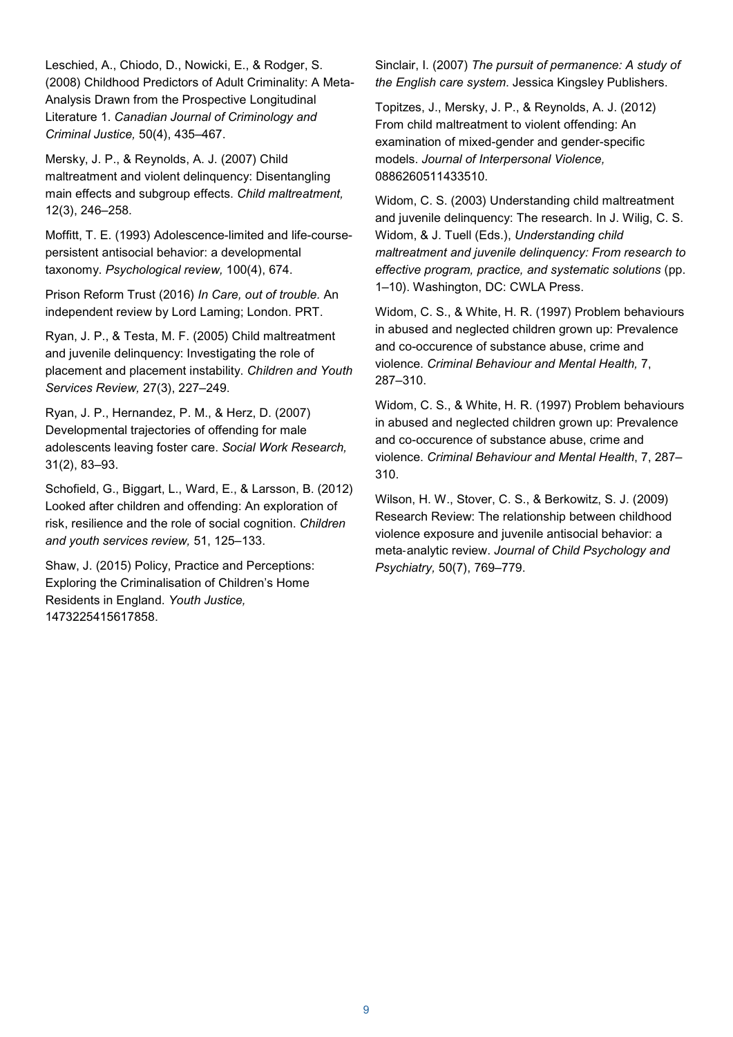Leschied, A., Chiodo, D., Nowicki, E., & Rodger, S. (2008) Childhood Predictors of Adult Criminality: A Meta-Analysis Drawn from the Prospective Longitudinal Literature 1. *Canadian Journal of Criminology and Criminal Justice,* 50(4), 435–467.

Mersky, J. P., & Reynolds, A. J. (2007) Child maltreatment and violent delinquency: Disentangling main effects and subgroup effects. *Child maltreatment,* 12(3), 246–258.

Moffitt, T. E. (1993) Adolescence-limited and life-course-persistent antisocial behavior: a developmental taxonomy. *Psychological review,* 100(4), 674.

Prison Reform Trust (2016) *In Care, out of trouble.* An independent review by Lord Laming; London. PRT.

Ryan, J. P., & Testa, M. F. (2005) Child maltreatment and juvenile delinquency: Investigating the role of placement and placement instability. *Children and Youth Services Review,* 27(3), 227–249.

Ryan, J. P., Hernandez, P. M., & Herz, D. (2007) Developmental trajectories of offending for male adolescents leaving foster care. *Social Work Research,* 31(2), 83–93.

Schofield, G., Biggart, L., Ward, E., & Larsson, B. (2012) Looked after children and offending: An exploration of risk, resilience and the role of social cognition. *Children and youth services review,* 51, 125–133.

Shaw, J. (2015) Policy, Practice and Perceptions: Exploring the Criminalisation of Children's Home Residents in England. *Youth Justice,* 1473225415617858.

Sinclair, I. (2007) *The pursuit of permanence: A study of the English care system*. Jessica Kingsley Publishers.

Topitzes, J., Mersky, J. P., & Reynolds, A. J. (2012) From child maltreatment to violent offending: An examination of mixed-gender and gender-specific models. *Journal of Interpersonal Violence,* 0886260511433510.

Widom, C. S. (2003) Understanding child maltreatment and juvenile delinquency: The research. In J. Wilig, C. S. Widom, & J. Tuell (Eds.), *Understanding child maltreatment and juvenile delinquency: From research to effective program, practice, and systematic solutions* (pp. 1–10). Washington, DC: CWLA Press.

Widom, C. S., & White, H. R. (1997) Problem behaviours in abused and neglected children grown up: Prevalence and co-occurence of substance abuse, crime and violence. *Criminal Behaviour and Mental Health,* 7, 287–310.

Widom, C. S., & White, H. R. (1997) Problem behaviours in abused and neglected children grown up: Prevalence and co-occurence of substance abuse, crime and violence. *Criminal Behaviour and Mental Health*, 7, 287–310.

Wilson, H. W., Stover, C. S., & Berkowitz, S. J. (2009) Research Review: The relationship between childhood violence exposure and juvenile antisocial behavior: a meta-analytic review. *Journal of Child Psychology and Psychiatry,* 50(7), 769–779.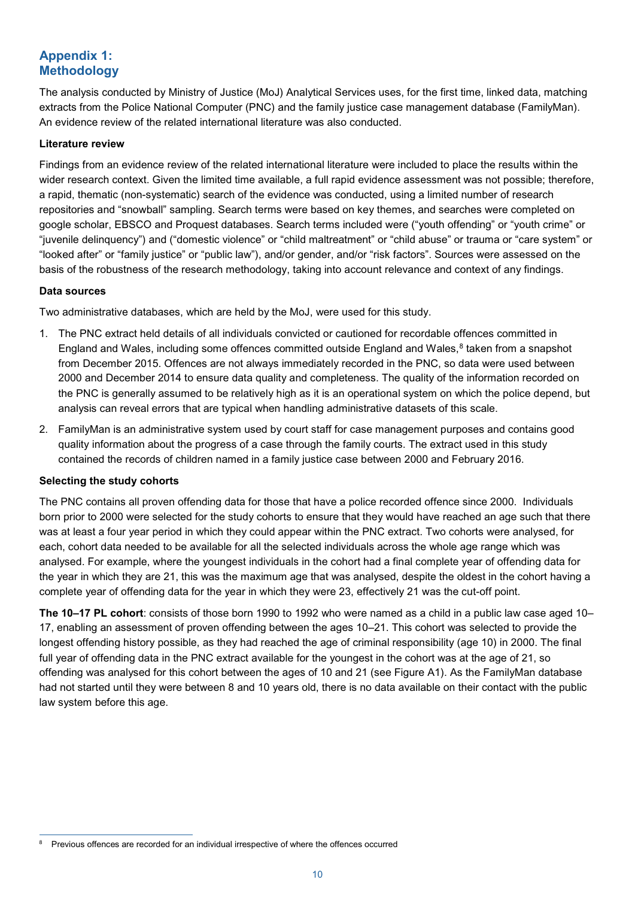## Appendix 1: Methodology

The analysis conducted by Ministry of Justice (MoJ) Analytical Services uses, for the first time, linked data, matching extracts from the Police National Computer (PNC) and the family justice case management database (FamilyMan). An evidence review of the related international literature was also conducted.

**Literature review**

Findings from an evidence review of the related international literature were included to place the results within the wider research context. Given the limited time available, a full rapid evidence assessment was not possible; therefore, a rapid, thematic (non-systematic) search of the evidence was conducted, using a limited number of research repositories and "snowball" sampling. Search terms were based on key themes, and searches were completed on google scholar, EBSCO and Proquest databases. Search terms included were ("youth offending" or "youth crime" or "juvenile delinquency") and ("domestic violence" or "child maltreatment" or "child abuse" or trauma or "care system" or "looked after" or "family justice" or "public law"), and/or gender, and/or "risk factors". Sources were assessed on the basis of the robustness of the research methodology, taking into account relevance and context of any findings.

**Data sources**

Two administrative databases, which are held by the MoJ, were used for this study.

1. The PNC extract held details of all individuals convicted or cautioned for recordable offences committed in England and Wales, including some offences committed outside England and Wales,[8] taken from a snapshot from December 2015. Offences are not always immediately recorded in the PNC, so data were used between 2000 and December 2014 to ensure data quality and completeness. The quality of the information recorded on the PNC is generally assumed to be relatively high as it is an operational system on which the police depend, but analysis can reveal errors that are typical when handling administrative datasets of this scale.
2. FamilyMan is an administrative system used by court staff for case management purposes and contains good quality information about the progress of a case through the family courts. The extract used in this study contained the records of children named in a family justice case between 2000 and February 2016.

**Selecting the study cohorts**

The PNC contains all proven offending data for those that have a police recorded offence since 2000. Individuals born prior to 2000 were selected for the study cohorts to ensure that they would have reached an age such that there was at least a four year period in which they could appear within the PNC extract. Two cohorts were analysed, for each, cohort data needed to be available for all the selected individuals across the whole age range which was analysed. For example, where the youngest individuals in the cohort had a final complete year of offending data for the year in which they are 21, this was the maximum age that was analysed, despite the oldest in the cohort having a complete year of offending data for the year in which they were 23, effectively 21 was the cut-off point.

**The 10–17 PL cohort**: consists of those born 1990 to 1992 who were named as a child in a public law case aged 10–17, enabling an assessment of proven offending between the ages 10–21. This cohort was selected to provide the longest offending history possible, as they had reached the age of criminal responsibility (age 10) in 2000. The final full year of offending data in the PNC extract available for the youngest in the cohort was at the age of 21, so offending was analysed for this cohort between the ages of 10 and 21 (see Figure A1). As the FamilyMan database had not started until they were between 8 and 10 years old, there is no data available on their contact with the public law system before this age.

---

[8] Previous offences are recorded for an individual irrespective of where the offences occurred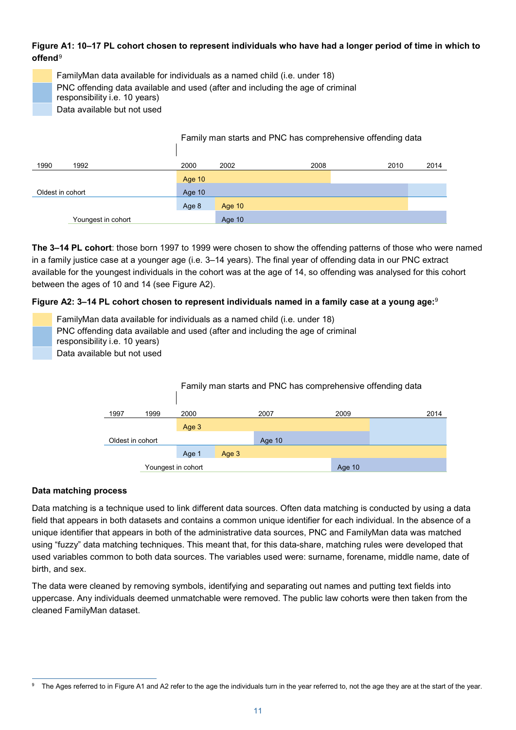**Figure A1: 10–17 PL cohort chosen to represent individuals who have had a longer period of time in which to offend**[9]

- FamilyMan data available for individuals as a named child (i.e. under 18)
- PNC offending data available and used (after and including the age of criminal responsibility i.e. 10 years)
- Data available but not used

Family man starts and PNC has comprehensive offending data

| 1990 | 1992 | 2000 | 2002 | 2008 | 2010 | 2014 |
|---|---|---|---|---|---|---|
| | | Age 10 | | | | |
| Oldest in cohort | | Age 10 | | | | |
| | | Age 8 | Age 10 | | | |
| | Youngest in cohort | | Age 10 | | | |

**The 3–14 PL cohort**: those born 1997 to 1999 were chosen to show the offending patterns of those who were named in a family justice case at a younger age (i.e. 3–14 years). The final year of offending data in our PNC extract available for the youngest individuals in the cohort was at the age of 14, so offending was analysed for this cohort between the ages of 10 and 14 (see Figure A2).

**Figure A2: 3–14 PL cohort chosen to represent individuals named in a family case at a young age:**[9]

- FamilyMan data available for individuals as a named child (i.e. under 18)
- PNC offending data available and used (after and including the age of criminal responsibility i.e. 10 years)
- Data available but not used

Family man starts and PNC has comprehensive offending data

| 1997 | 1999 | 2000 | 2007 | 2009 | 2014 |
|---|---|---|---|---|---|
| | | Age 3 | | | |
| Oldest in cohort | | | Age 10 | | |
| | | Age 1 / Age 3 | | | |
| | Youngest in cohort | | | Age 10 | |

### Data matching process

Data matching is a technique used to link different data sources. Often data matching is conducted by using a data field that appears in both datasets and contains a common unique identifier for each individual. In the absence of a unique identifier that appears in both of the administrative data sources, PNC and FamilyMan data was matched using "fuzzy" data matching techniques. This meant that, for this data-share, matching rules were developed that used variables common to both data sources. The variables used were: surname, forename, middle name, date of birth, and sex.

The data were cleaned by removing symbols, identifying and separating out names and putting text fields into uppercase. Any individuals deemed unmatchable were removed. The public law cohorts were then taken from the cleaned FamilyMan dataset.

---

[9] The Ages referred to in Figure A1 and A2 refer to the age the individuals turn in the year referred to, not the age they are at the start of the year.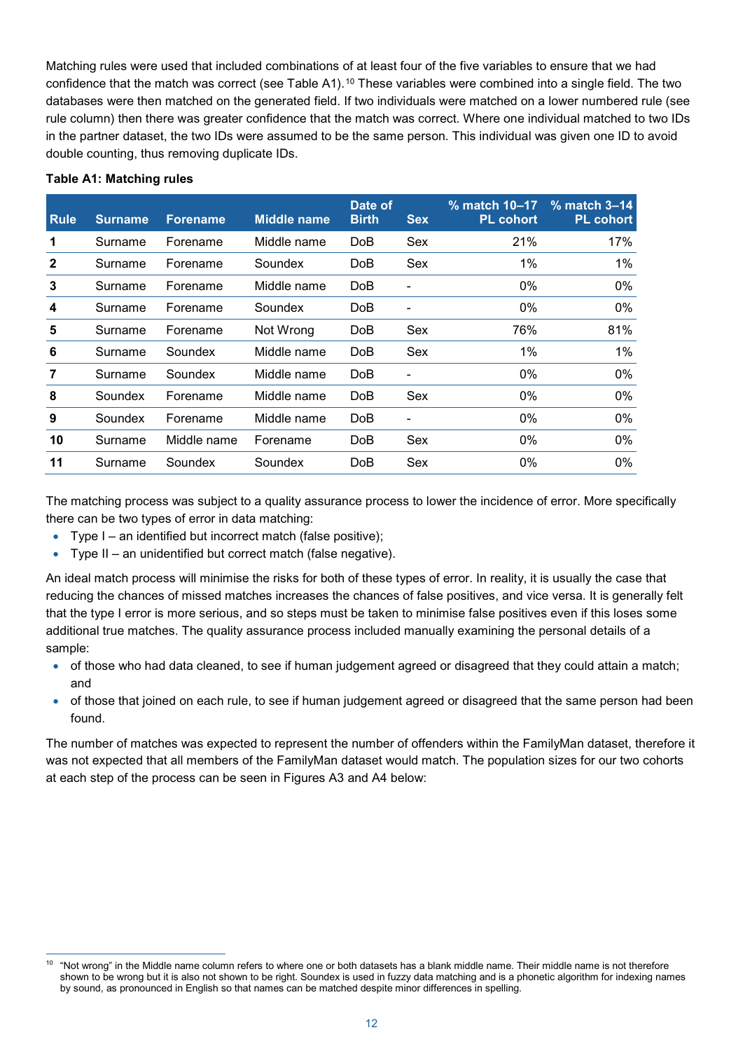Matching rules were used that included combinations of at least four of the five variables to ensure that we had confidence that the match was correct (see Table A1).[10] These variables were combined into a single field. The two databases were then matched on the generated field. If two individuals were matched on a lower numbered rule (see rule column) then there was greater confidence that the match was correct. Where one individual matched to two IDs in the partner dataset, the two IDs were assumed to be the same person. This individual was given one ID to avoid double counting, thus removing duplicate IDs.

**Table A1: Matching rules**

| Rule | Surname | Forename | Middle name | Date of Birth | Sex | % match 10–17 PL cohort | % match 3–14 PL cohort |
|---|---|---|---|---|---|---|---|
| **1** | Surname | Forename | Middle name | DoB | Sex | 21% | 17% |
| **2** | Surname | Forename | Soundex | DoB | Sex | 1% | 1% |
| **3** | Surname | Forename | Middle name | DoB | - | 0% | 0% |
| **4** | Surname | Forename | Soundex | DoB | - | 0% | 0% |
| **5** | Surname | Forename | Not Wrong | DoB | Sex | 76% | 81% |
| **6** | Surname | Soundex | Middle name | DoB | Sex | 1% | 1% |
| **7** | Surname | Soundex | Middle name | DoB | - | 0% | 0% |
| **8** | Soundex | Forename | Middle name | DoB | Sex | 0% | 0% |
| **9** | Soundex | Forename | Middle name | DoB | - | 0% | 0% |
| **10** | Surname | Middle name | Forename | DoB | Sex | 0% | 0% |
| **11** | Surname | Soundex | Soundex | DoB | Sex | 0% | 0% |

The matching process was subject to a quality assurance process to lower the incidence of error. More specifically there can be two types of error in data matching:

- Type I – an identified but incorrect match (false positive);
- Type II – an unidentified but correct match (false negative).

An ideal match process will minimise the risks for both of these types of error. In reality, it is usually the case that reducing the chances of missed matches increases the chances of false positives, and vice versa. It is generally felt that the type I error is more serious, and so steps must be taken to minimise false positives even if this loses some additional true matches. The quality assurance process included manually examining the personal details of a sample:

- of those who had data cleaned, to see if human judgement agreed or disagreed that they could attain a match; and
- of those that joined on each rule, to see if human judgement agreed or disagreed that the same person had been found.

The number of matches was expected to represent the number of offenders within the FamilyMan dataset, therefore it was not expected that all members of the FamilyMan dataset would match. The population sizes for our two cohorts at each step of the process can be seen in Figures A3 and A4 below:

[10] "Not wrong" in the Middle name column refers to where one or both datasets has a blank middle name. Their middle name is not therefore shown to be wrong but it is also not shown to be right. Soundex is used in fuzzy data matching and is a phonetic algorithm for indexing names by sound, as pronounced in English so that names can be matched despite minor differences in spelling.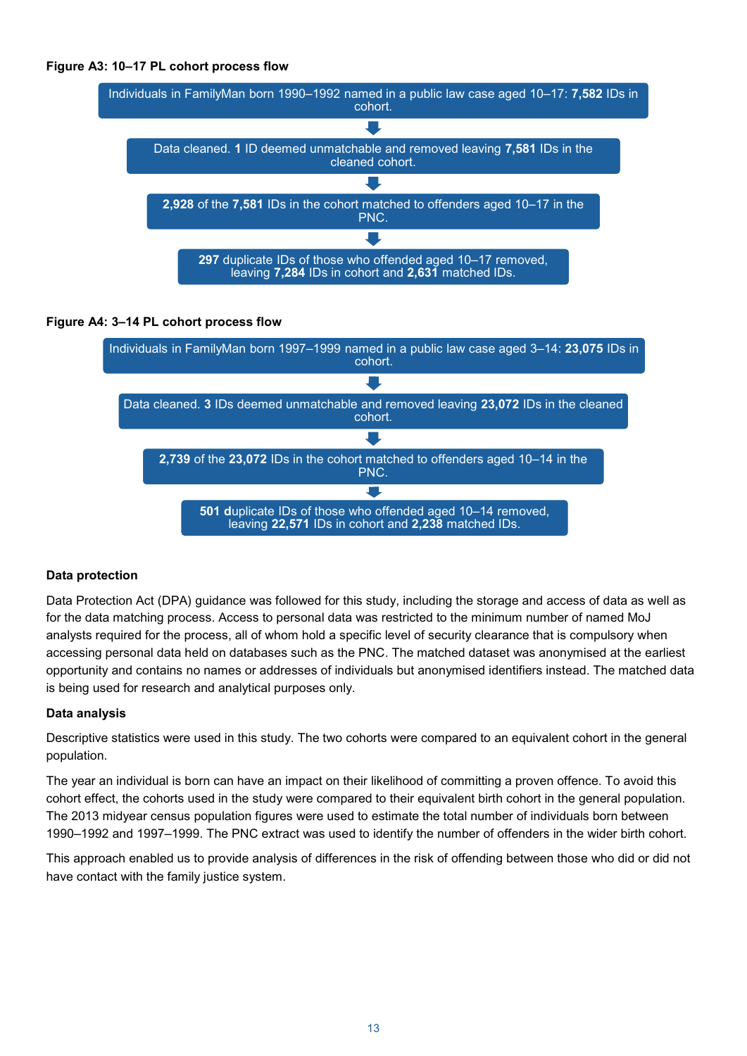**Figure A3: 10–17 PL cohort process flow**

Individuals in FamilyMan born 1990–1992 named in a public law case aged 10–17: **7,582** IDs in cohort.

⬇

Data cleaned. **1** ID deemed unmatchable and removed leaving **7,581** IDs in the cleaned cohort.

⬇

**2,928** of the **7,581** IDs in the cohort matched to offenders aged 10–17 in the PNC.

⬇

**297** duplicate IDs of those who offended aged 10–17 removed, leaving **7,284** IDs in cohort and **2,631** matched IDs.

**Figure A4: 3–14 PL cohort process flow**

Individuals in FamilyMan born 1997–1999 named in a public law case aged 3–14: **23,075** IDs in cohort.

⬇

Data cleaned. **3** IDs deemed unmatchable and removed leaving **23,072** IDs in the cleaned cohort.

⬇

**2,739** of the **23,072** IDs in the cohort matched to offenders aged 10–14 in the PNC.

⬇

**501** duplicate IDs of those who offended aged 10–14 removed, leaving **22,571** IDs in cohort and **2,238** matched IDs.

**Data protection**

Data Protection Act (DPA) guidance was followed for this study, including the storage and access of data as well as for the data matching process. Access to personal data was restricted to the minimum number of named MoJ analysts required for the process, all of whom hold a specific level of security clearance that is compulsory when accessing personal data held on databases such as the PNC. The matched dataset was anonymised at the earliest opportunity and contains no names or addresses of individuals but anonymised identifiers instead. The matched data is being used for research and analytical purposes only.

**Data analysis**

Descriptive statistics were used in this study. The two cohorts were compared to an equivalent cohort in the general population.

The year an individual is born can have an impact on their likelihood of committing a proven offence. To avoid this cohort effect, the cohorts used in the study were compared to their equivalent birth cohort in the general population. The 2013 midyear census population figures were used to estimate the total number of individuals born between 1990–1992 and 1997–1999. The PNC extract was used to identify the number of offenders in the wider birth cohort.

This approach enabled us to provide analysis of differences in the risk of offending between those who did or did not have contact with the family justice system.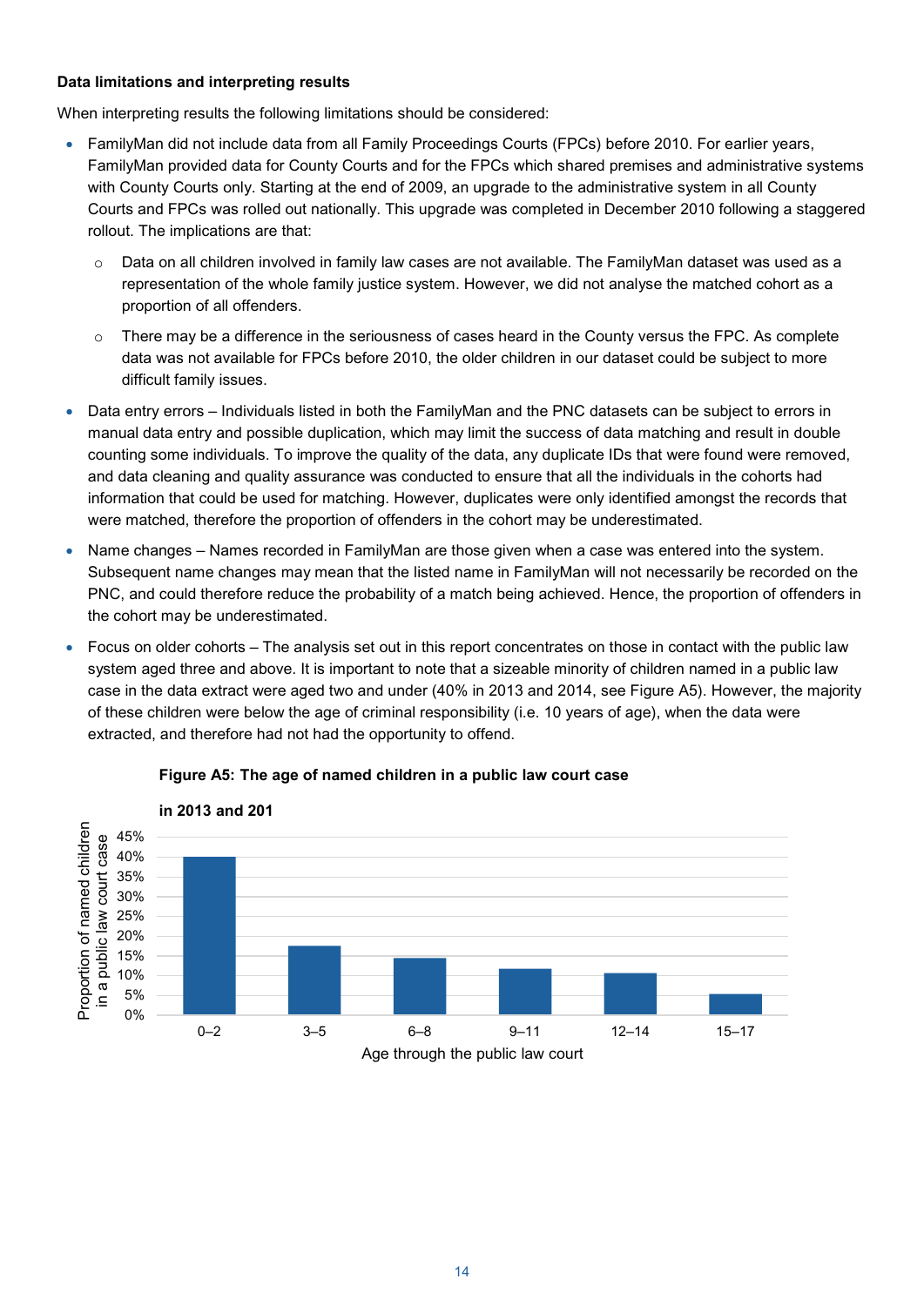**Data limitations and interpreting results**

When interpreting results the following limitations should be considered:

- FamilyMan did not include data from all Family Proceedings Courts (FPCs) before 2010. For earlier years, FamilyMan provided data for County Courts and for the FPCs which shared premises and administrative systems with County Courts only. Starting at the end of 2009, an upgrade to the administrative system in all County Courts and FPCs was rolled out nationally. This upgrade was completed in December 2010 following a staggered rollout. The implications are that:
  - Data on all children involved in family law cases are not available. The FamilyMan dataset was used as a representation of the whole family justice system. However, we did not analyse the matched cohort as a proportion of all offenders.
  - There may be a difference in the seriousness of cases heard in the County versus the FPC. As complete data was not available for FPCs before 2010, the older children in our dataset could be subject to more difficult family issues.
- Data entry errors – Individuals listed in both the FamilyMan and the PNC datasets can be subject to errors in manual data entry and possible duplication, which may limit the success of data matching and result in double counting some individuals. To improve the quality of the data, any duplicate IDs that were found were removed, and data cleaning and quality assurance was conducted to ensure that all the individuals in the cohorts had information that could be used for matching. However, duplicates were only identified amongst the records that were matched, therefore the proportion of offenders in the cohort may be underestimated.
- Name changes – Names recorded in FamilyMan are those given when a case was entered into the system. Subsequent name changes may mean that the listed name in FamilyMan will not necessarily be recorded on the PNC, and could therefore reduce the probability of a match being achieved. Hence, the proportion of offenders in the cohort may be underestimated.
- Focus on older cohorts – The analysis set out in this report concentrates on those in contact with the public law system aged three and above. It is important to note that a sizeable minority of children named in a public law case in the data extract were aged two and under (40% in 2013 and 2014, see Figure A5). However, the majority of these children were below the age of criminal responsibility (i.e. 10 years of age), when the data were extracted, and therefore had not had the opportunity to offend.

**Figure A5: The age of named children in a public law court case in 2013 and 201**

| Age through the public law court | Proportion of named children in a public law court case |
|---|---|
| 0–2 | 40% |
| 3–5 | 17% |
| 6–8 | 14% |
| 9–11 | 11% |
| 12–14 | 10% |
| 15–17 | 5% |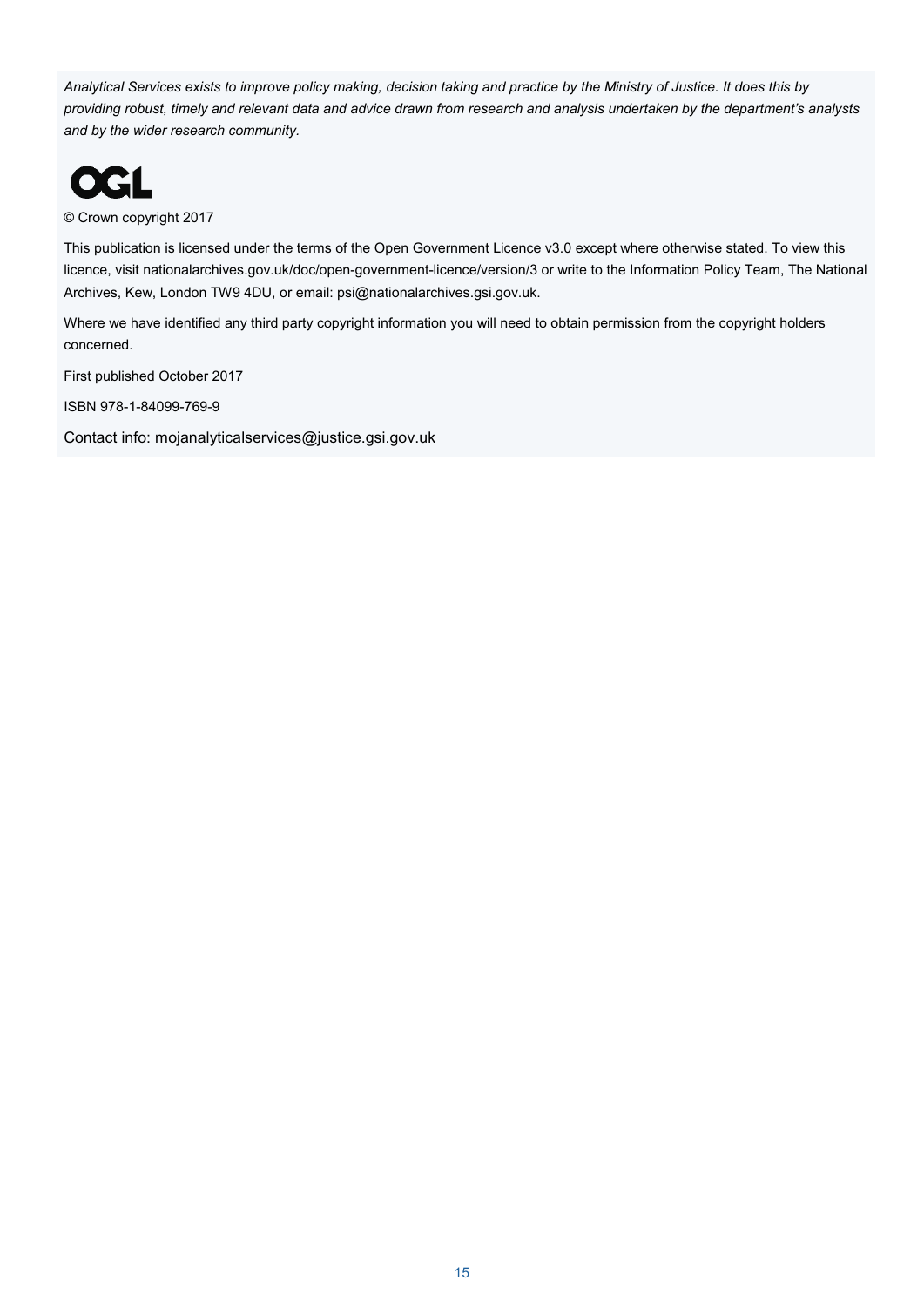*Analytical Services exists to improve policy making, decision taking and practice by the Ministry of Justice. It does this by providing robust, timely and relevant data and advice drawn from research and analysis undertaken by the department's analysts and by the wider research community.*

OGL

© Crown copyright 2017

This publication is licensed under the terms of the Open Government Licence v3.0 except where otherwise stated. To view this licence, visit nationalarchives.gov.uk/doc/open-government-licence/version/3 or write to the Information Policy Team, The National Archives, Kew, London TW9 4DU, or email: psi@nationalarchives.gsi.gov.uk.

Where we have identified any third party copyright information you will need to obtain permission from the copyright holders concerned.

First published October 2017

ISBN 978-1-84099-769-9

Contact info: mojanalyticalservices@justice.gsi.gov.uk